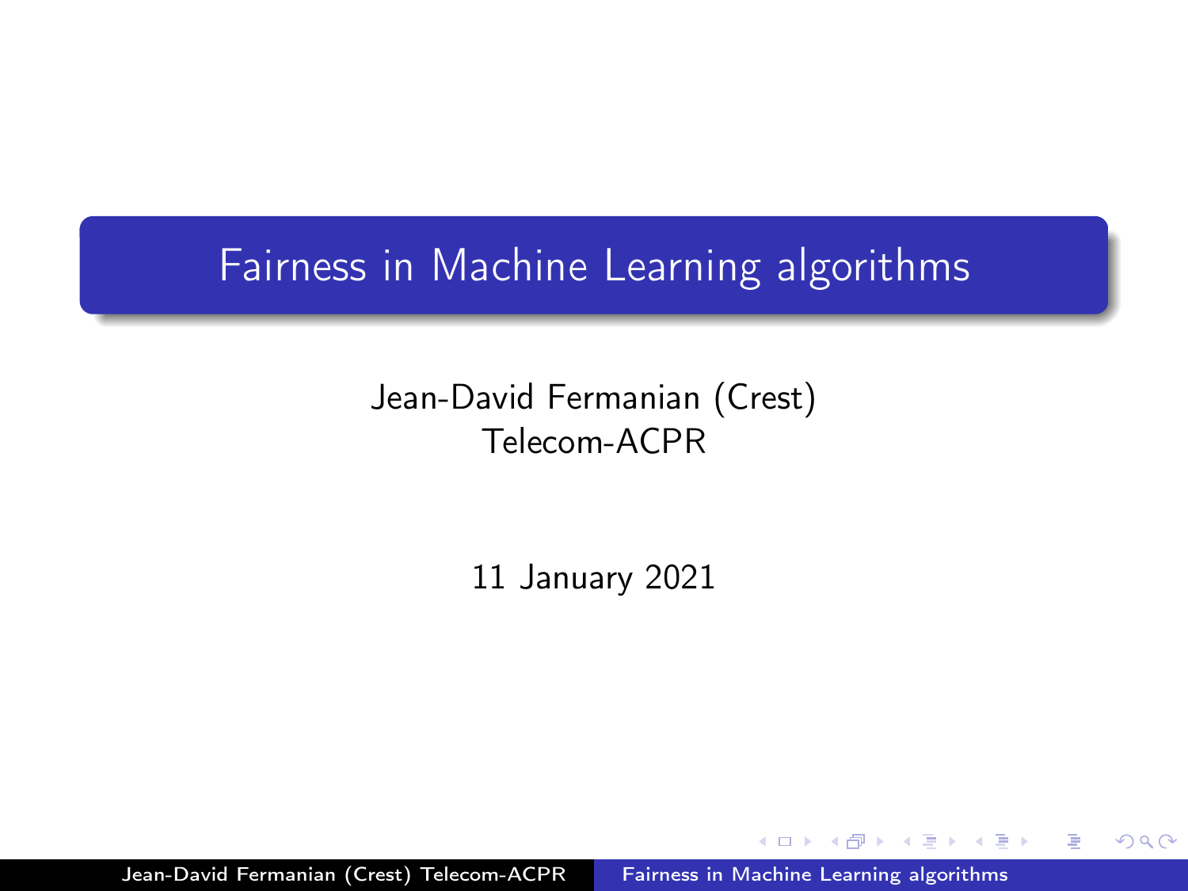# Fairness in Machine Learning algorithms

Jean-David Fermanian (Crest)
Telecom-ACPR

11 January 2021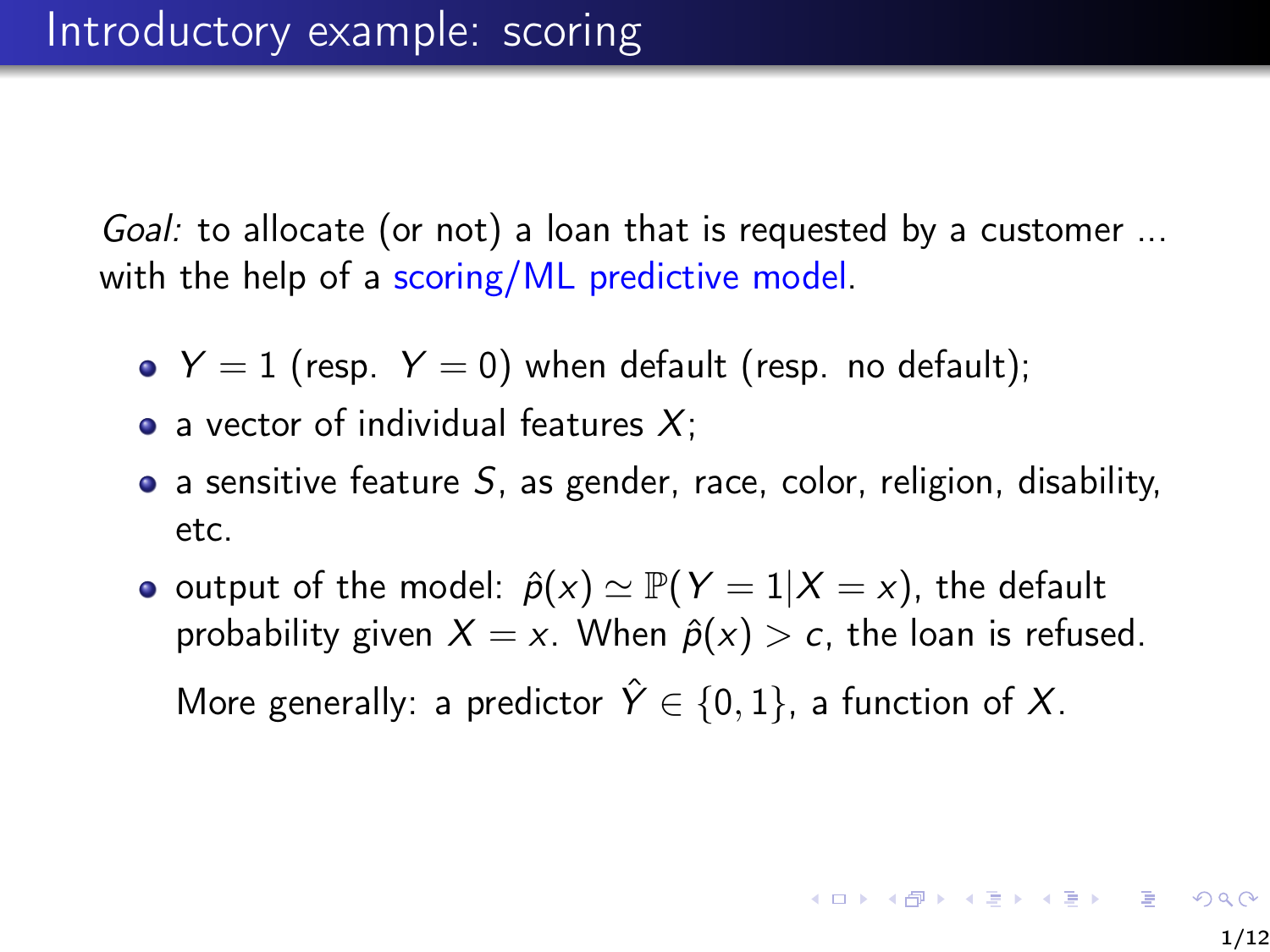# Introductory example: scoring

*Goal:* to allocate (or not) a loan that is requested by a customer ... with the help of a scoring/ML predictive model.

- $Y = 1$ (resp. $Y = 0$) when default (resp. no default);
- a vector of individual features $X$;
- a sensitive feature $S$, as gender, race, color, religion, disability, etc.
- output of the model: $\hat{p}(x) \simeq \mathbb{P}(Y = 1|X = x)$, the default probability given $X = x$. When $\hat{p}(x) > c$, the loan is refused.

  More generally: a predictor $\hat{Y} \in \{0, 1\}$, a function of $X$.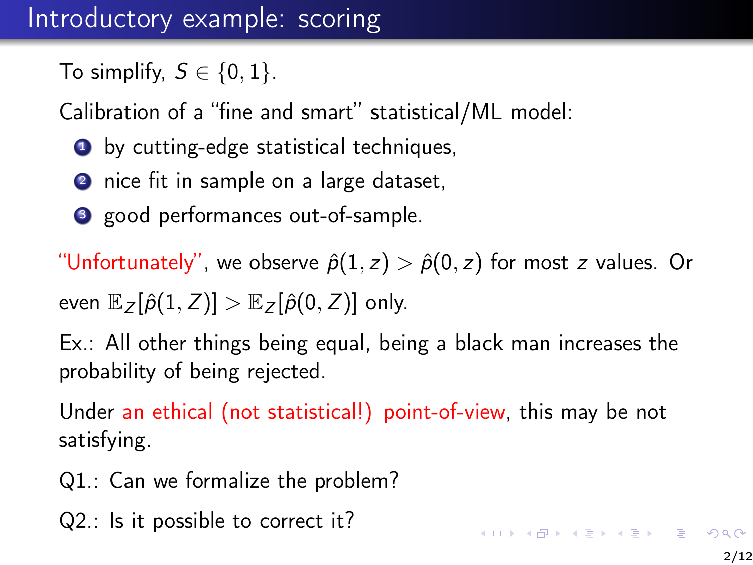# Introductory example: scoring

To simplify, $S \in \{0, 1\}$.

Calibration of a "fine and smart" statistical/ML model:

1. by cutting-edge statistical techniques,
2. nice fit in sample on a large dataset,
3. good performances out-of-sample.

"Unfortunately", we observe $\hat{p}(1, z) > \hat{p}(0, z)$ for most $z$ values. Or even $\mathbb{E}_Z[\hat{p}(1, Z)] > \mathbb{E}_Z[\hat{p}(0, Z)]$ only.

Ex.: All other things being equal, being a black man increases the probability of being rejected.

Under an ethical (not statistical!) point-of-view, this may be not satisfying.

Q1.: Can we formalize the problem?

Q2.: Is it possible to correct it?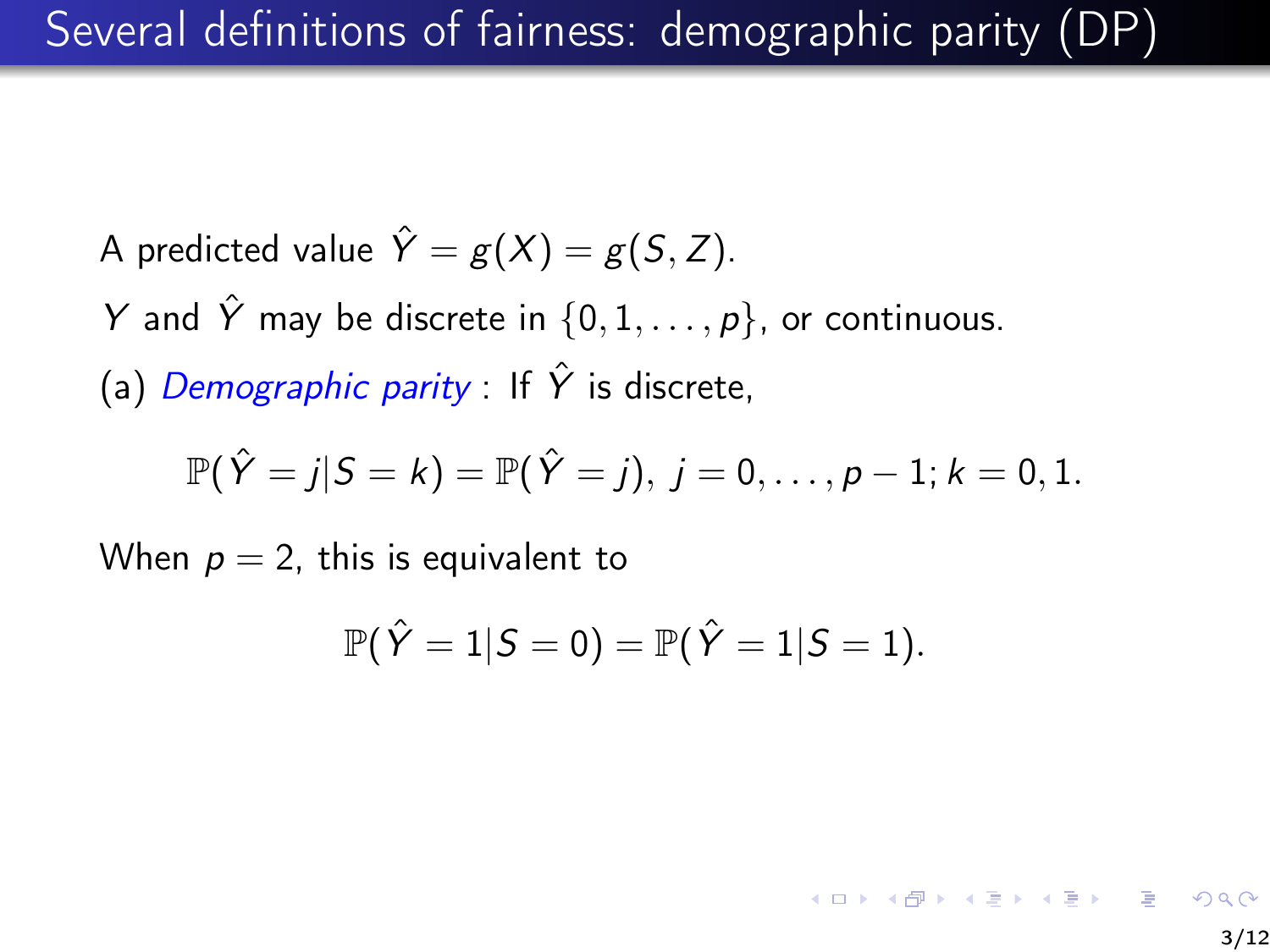# Several definitions of fairness: demographic parity (DP)

A predicted value $\hat{Y} = g(X) = g(S, Z)$.

$Y$ and $\hat{Y}$ may be discrete in $\{0, 1, \ldots, p\}$, or continuous.

(a) *Demographic parity* : If $\hat{Y}$ is discrete,

$$\mathbb{P}(\hat{Y} = j | S = k) = \mathbb{P}(\hat{Y} = j),\ j = 0, \ldots, p - 1; k = 0, 1.$$

When $p = 2$, this is equivalent to

$$\mathbb{P}(\hat{Y} = 1 | S = 0) = \mathbb{P}(\hat{Y} = 1 | S = 1).$$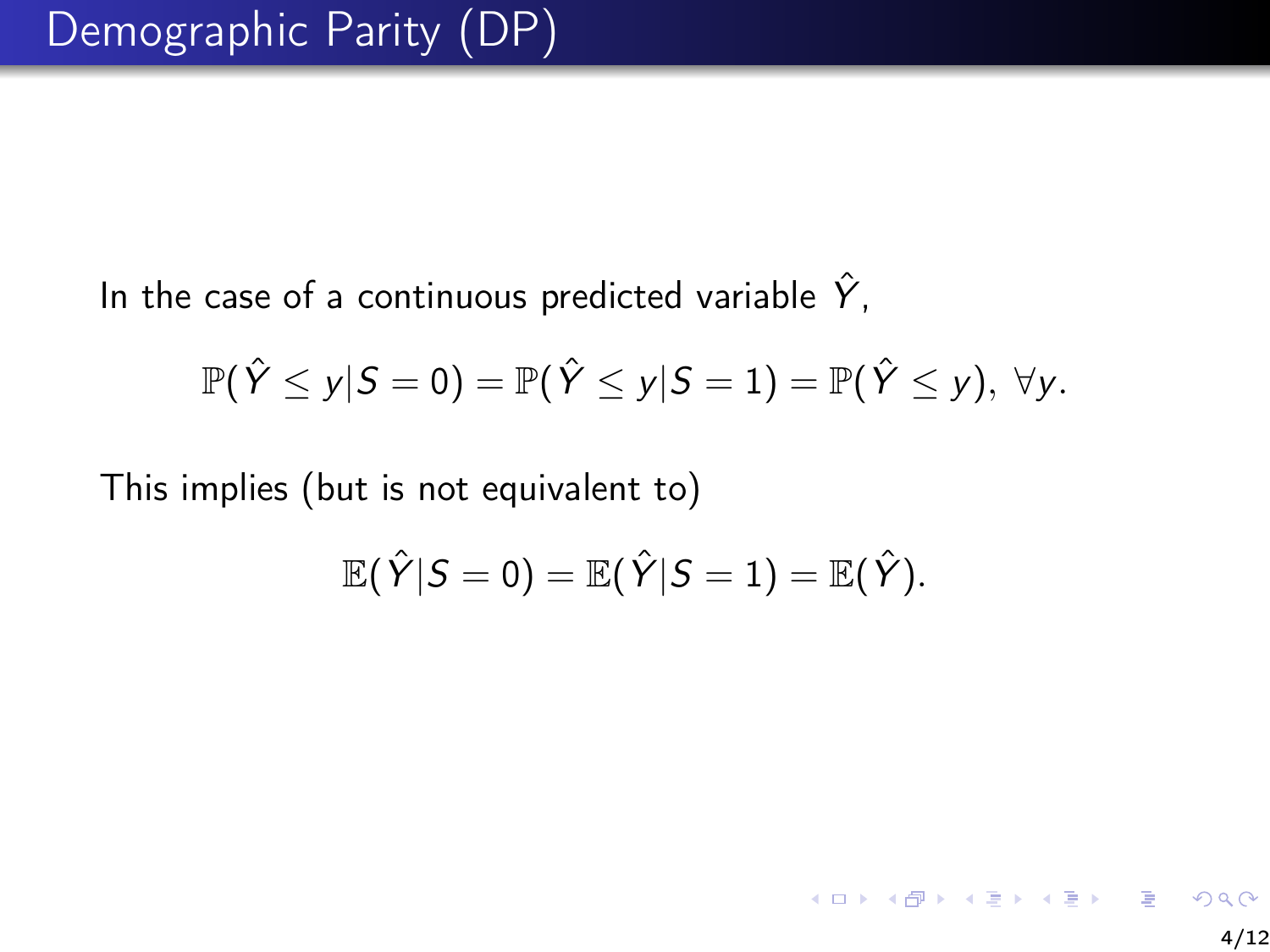# Demographic Parity (DP)

In the case of a continuous predicted variable $\hat{Y}$,

$$\mathbb{P}(\hat{Y} \leq y | S = 0) = \mathbb{P}(\hat{Y} \leq y | S = 1) = \mathbb{P}(\hat{Y} \leq y), \ \forall y.$$

This implies (but is not equivalent to)

$$\mathbb{E}(\hat{Y} | S = 0) = \mathbb{E}(\hat{Y} | S = 1) = \mathbb{E}(\hat{Y}).$$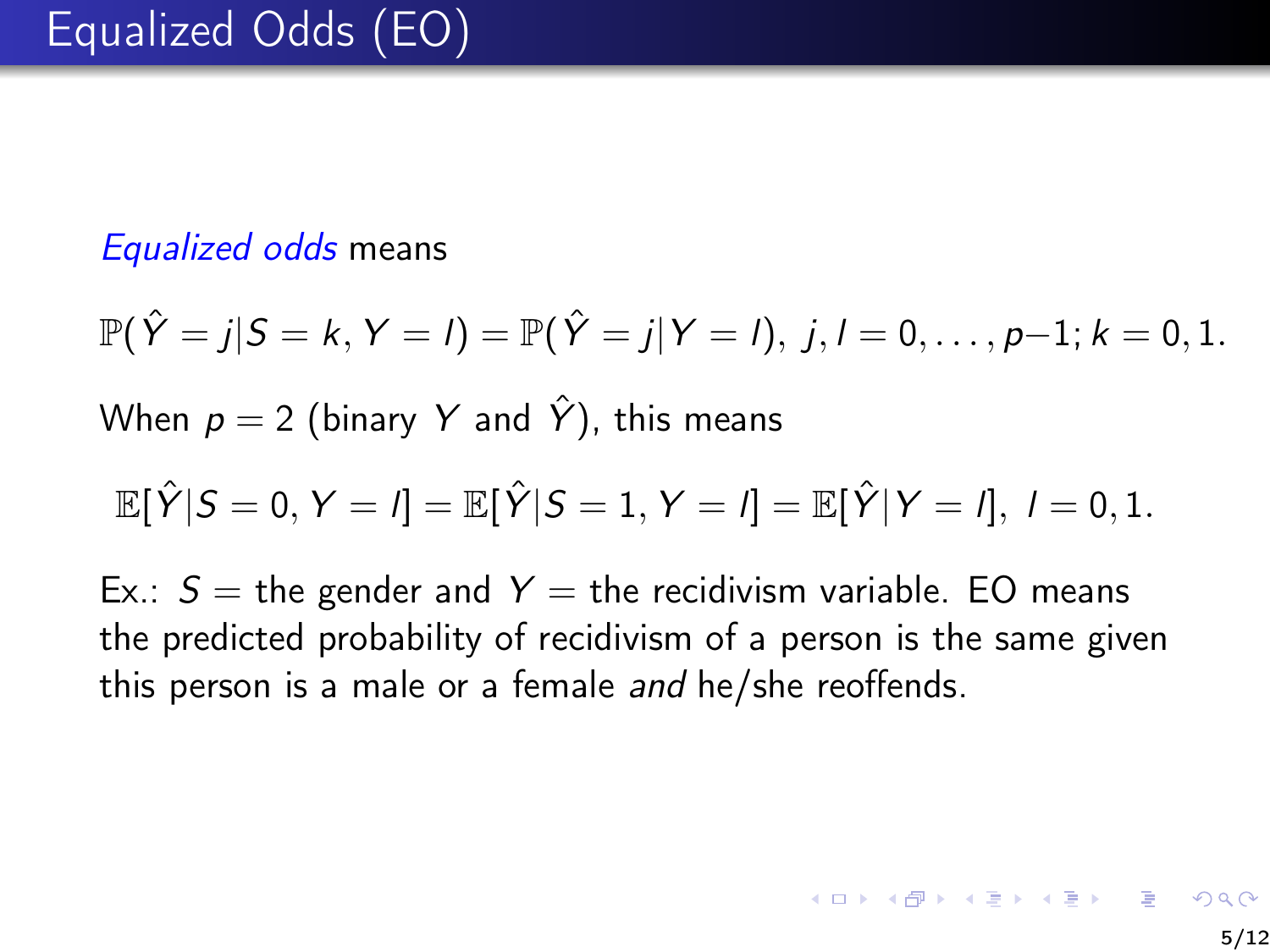# Equalized Odds (EO)

*Equalized odds* means

$$\mathbb{P}(\hat{Y} = j | S = k, Y = l) = \mathbb{P}(\hat{Y} = j | Y = l), \; j, l = 0, \ldots, p{-}1; k = 0, 1.$$

When $p = 2$ (binary $Y$ and $\hat{Y}$), this means

$$\mathbb{E}[\hat{Y} | S = 0, Y = l] = \mathbb{E}[\hat{Y} | S = 1, Y = l] = \mathbb{E}[\hat{Y} | Y = l], \; l = 0, 1.$$

Ex.: $S =$ the gender and $Y =$ the recidivism variable. EO means the predicted probability of recidivism of a person is the same given this person is a male or a female *and* he/she reoffends.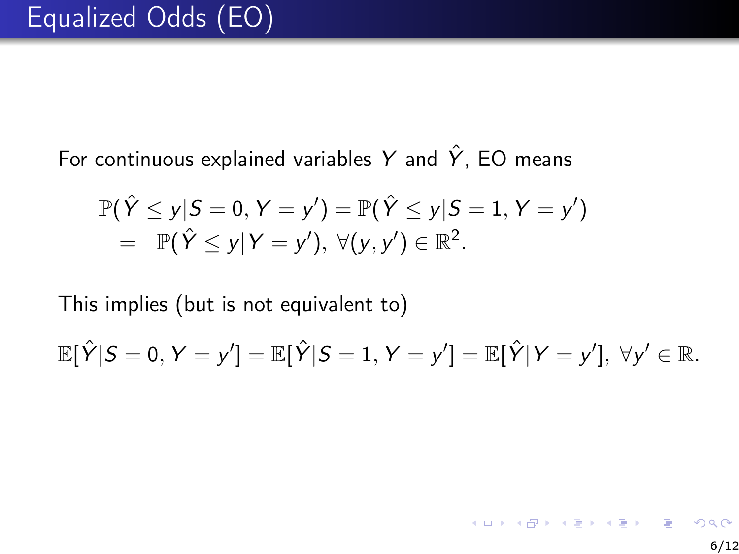# Equalized Odds (EO)

For continuous explained variables $Y$ and $\hat{Y}$, EO means

$$
\begin{aligned}
\mathbb{P}(\hat{Y} \leq y | S = 0, Y = y') &= \mathbb{P}(\hat{Y} \leq y | S = 1, Y = y') \\
= \;\; & \mathbb{P}(\hat{Y} \leq y | Y = y'), \; \forall (y, y') \in \mathbb{R}^2.
\end{aligned}
$$

This implies (but is not equivalent to)

$$
\mathbb{E}[\hat{Y} | S = 0, Y = y'] = \mathbb{E}[\hat{Y} | S = 1, Y = y'] = \mathbb{E}[\hat{Y} | Y = y'], \; \forall y' \in \mathbb{R}.
$$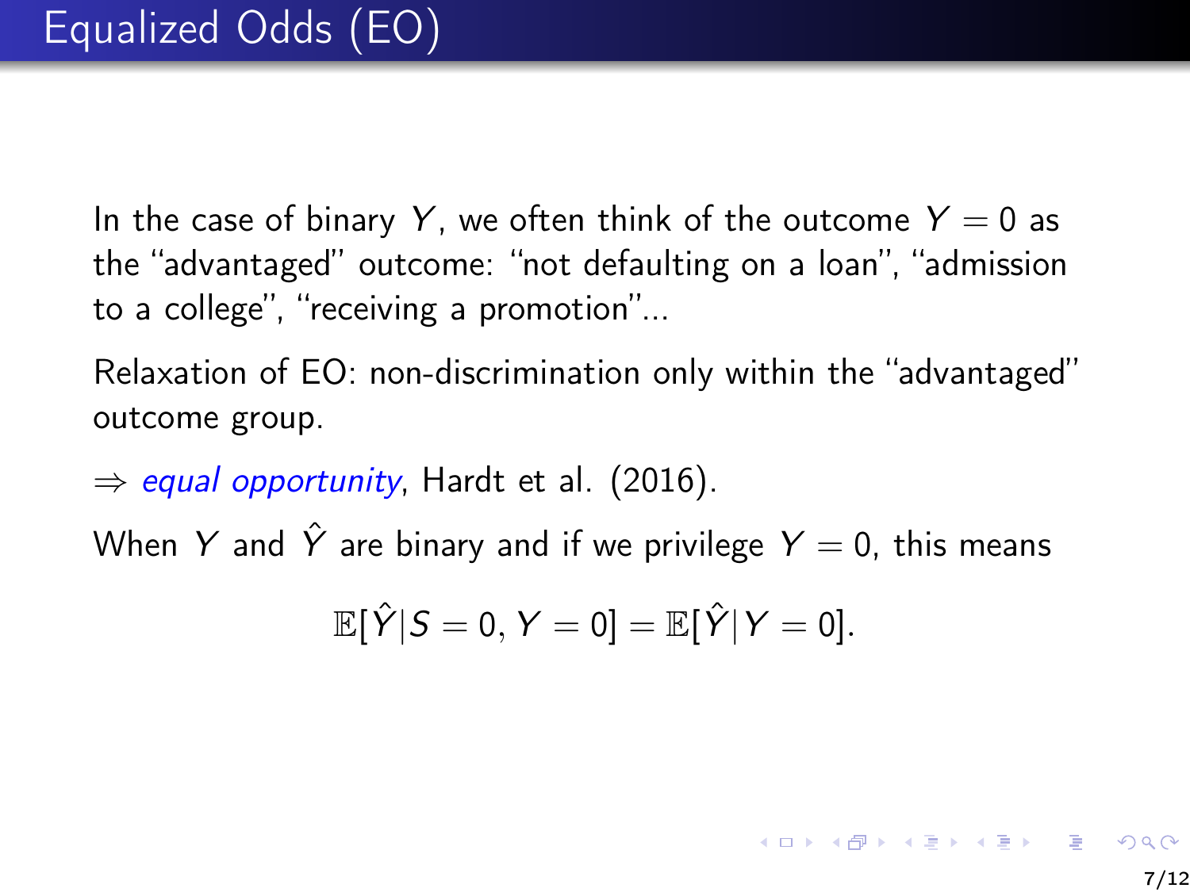# Equalized Odds (EO)

In the case of binary $Y$, we often think of the outcome $Y = 0$ as the "advantaged" outcome: "not defaulting on a loan", "admission to a college", "receiving a promotion"...

Relaxation of EO: non-discrimination only within the "advantaged" outcome group.

$\Rightarrow$ *equal opportunity*, Hardt et al. (2016).

When $Y$ and $\hat{Y}$ are binary and if we privilege $Y = 0$, this means

$$\mathbb{E}[\hat{Y}|S = 0, Y = 0] = \mathbb{E}[\hat{Y}|Y = 0].$$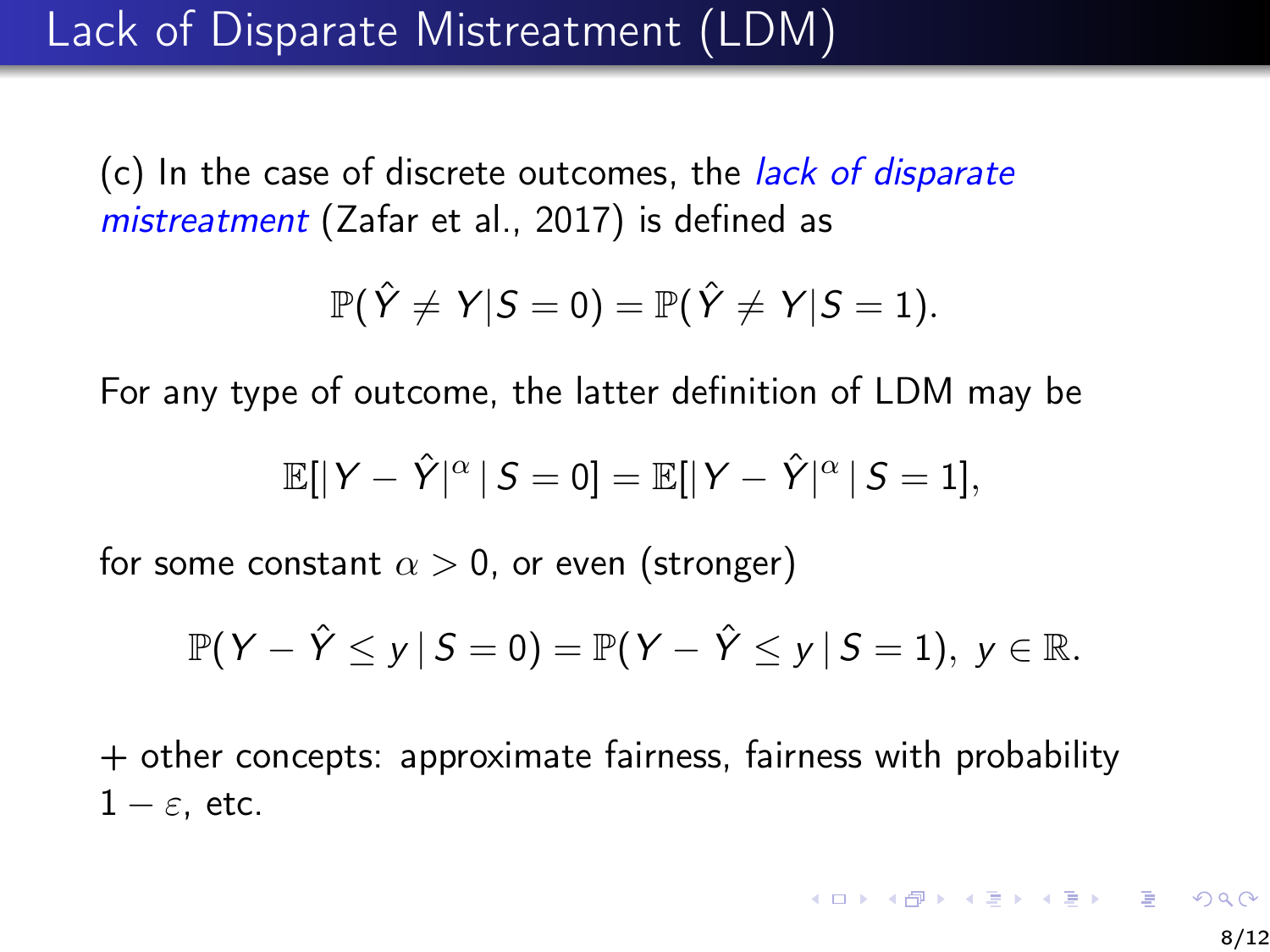# Lack of Disparate Mistreatment (LDM)

(c) In the case of discrete outcomes, the *lack of disparate mistreatment* (Zafar et al., 2017) is defined as

$$\mathbb{P}(\hat{Y} \neq Y | S = 0) = \mathbb{P}(\hat{Y} \neq Y | S = 1).$$

For any type of outcome, the latter definition of LDM may be

$$\mathbb{E}[|Y - \hat{Y}|^{\alpha} \,|\, S = 0] = \mathbb{E}[|Y - \hat{Y}|^{\alpha} \,|\, S = 1],$$

for some constant $\alpha > 0$, or even (stronger)

$$\mathbb{P}(Y - \hat{Y} \leq y \,|\, S = 0) = \mathbb{P}(Y - \hat{Y} \leq y \,|\, S = 1), \; y \in \mathbb{R}.$$

+ other concepts: approximate fairness, fairness with probability $1 - \varepsilon$, etc.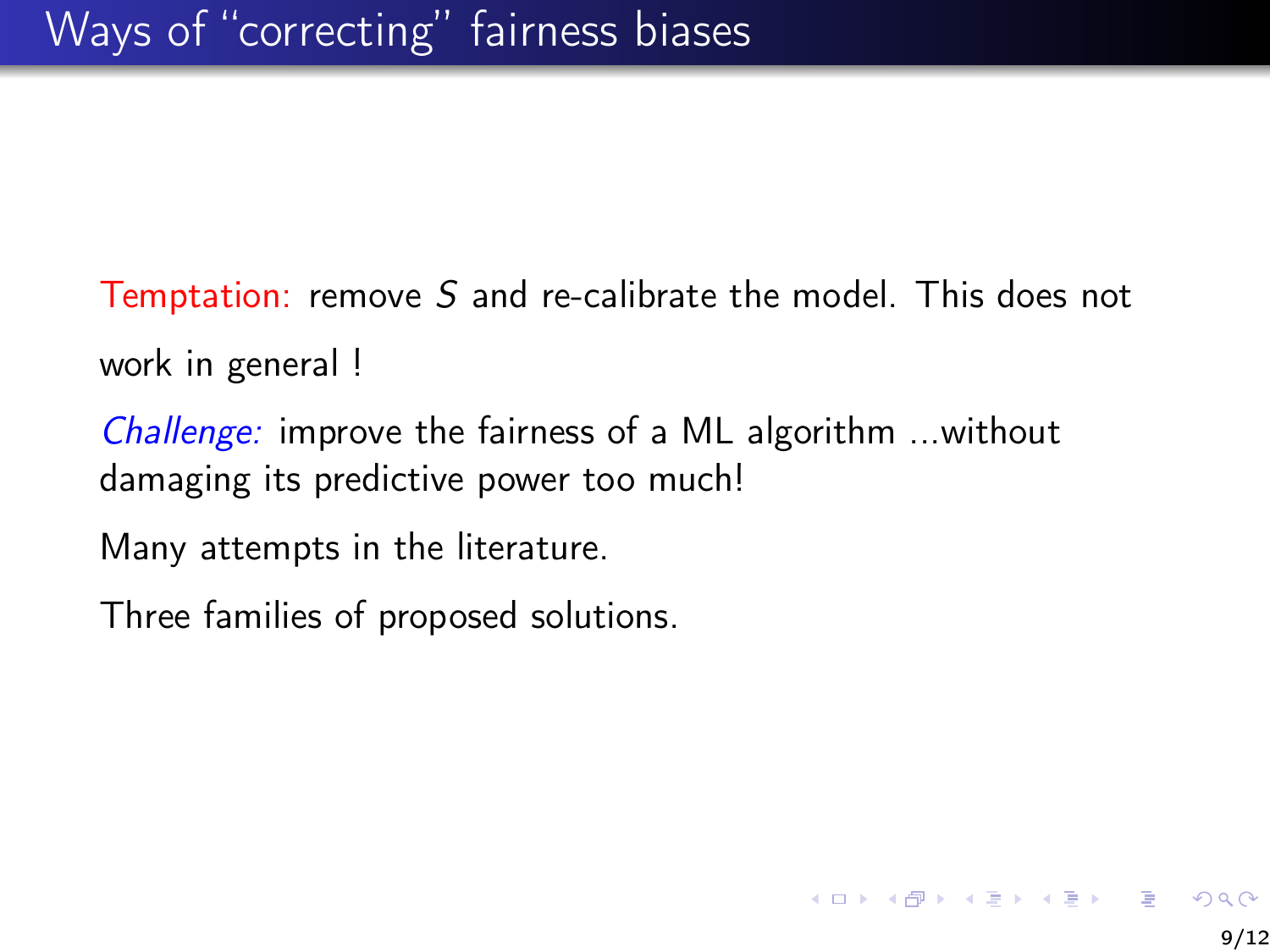# Ways of "correcting" fairness biases

Temptation: remove $S$ and re-calibrate the model. This does not work in general !

*Challenge:* improve the fairness of a ML algorithm ...without damaging its predictive power too much!

Many attempts in the literature.

Three families of proposed solutions.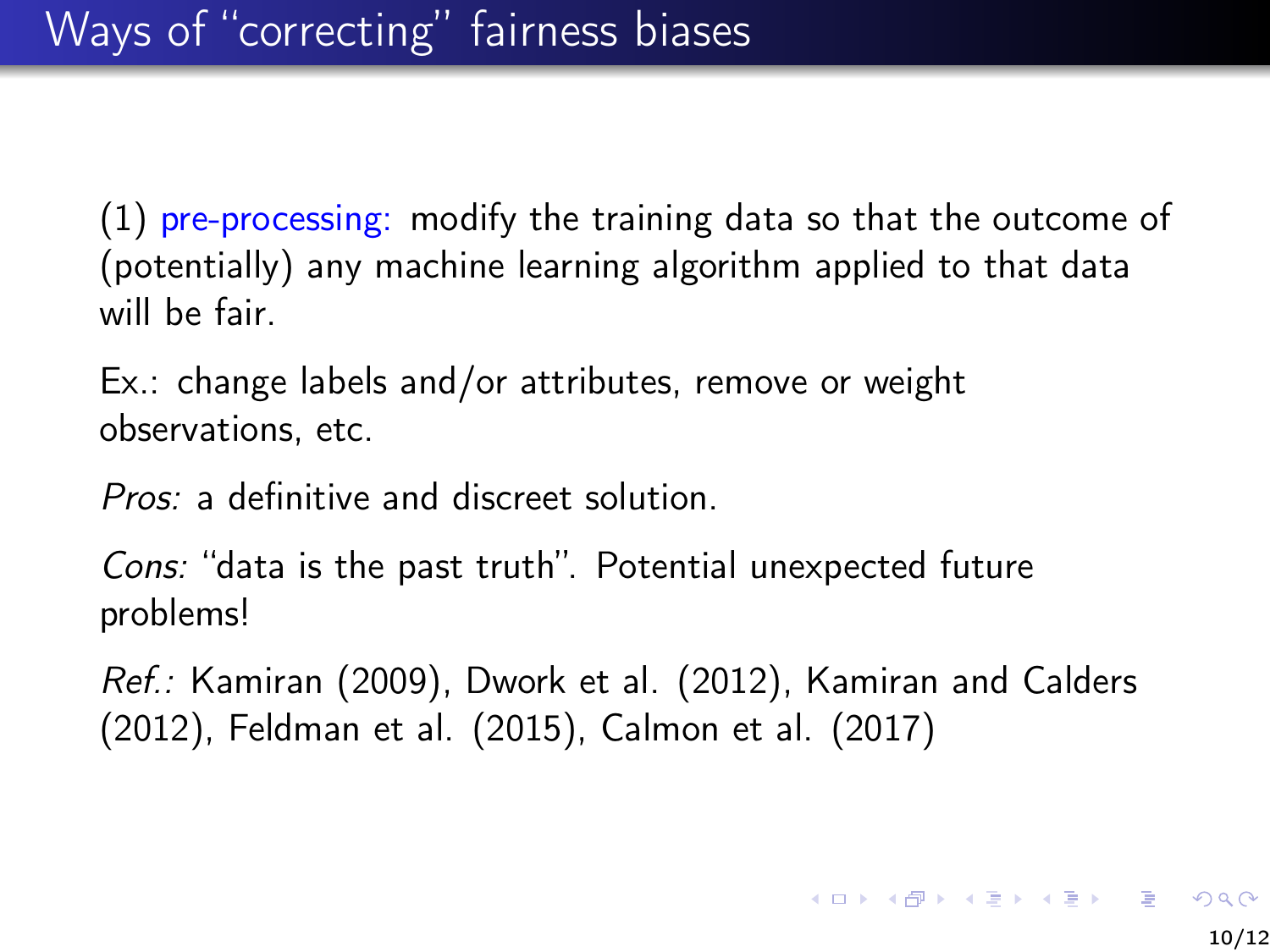# Ways of "correcting" fairness biases

(1) pre-processing: modify the training data so that the outcome of (potentially) any machine learning algorithm applied to that data will be fair.

Ex.: change labels and/or attributes, remove or weight observations, etc.

*Pros:* a definitive and discreet solution.

*Cons:* "data is the past truth". Potential unexpected future problems!

*Ref.:* Kamiran (2009), Dwork et al. (2012), Kamiran and Calders (2012), Feldman et al. (2015), Calmon et al. (2017)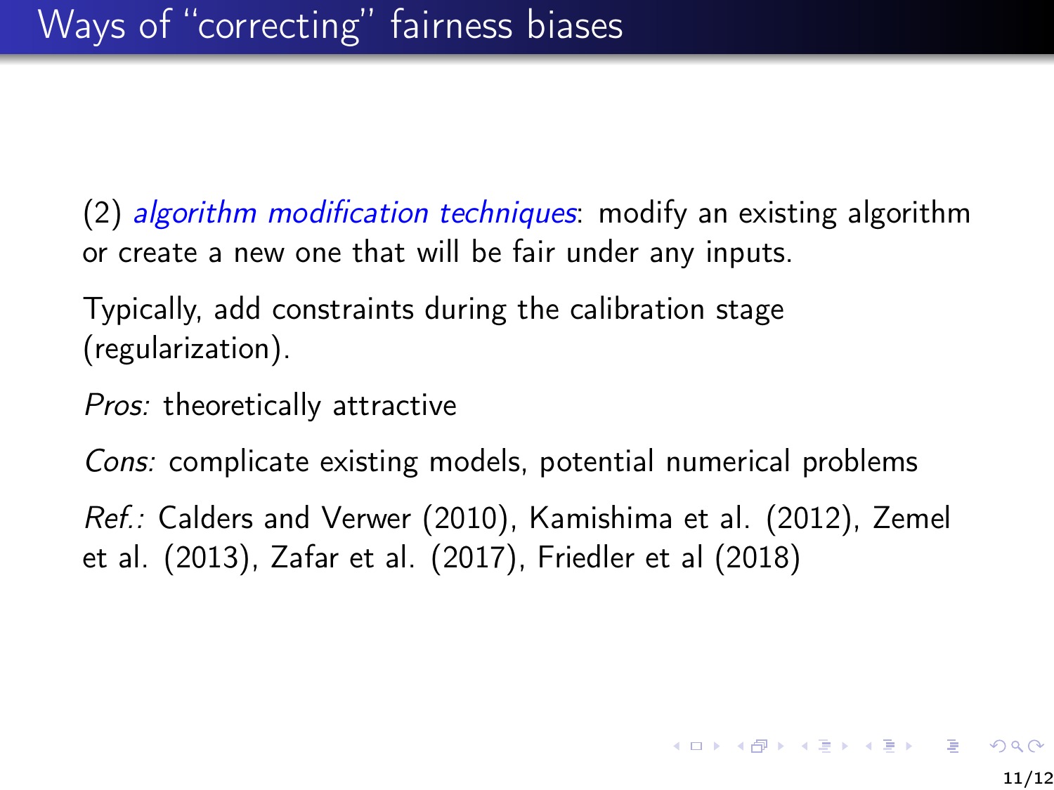# Ways of “correcting” fairness biases

(2) *algorithm modification techniques*: modify an existing algorithm or create a new one that will be fair under any inputs.

Typically, add constraints during the calibration stage (regularization).

*Pros:* theoretically attractive

*Cons:* complicate existing models, potential numerical problems

*Ref.:* Calders and Verwer (2010), Kamishima et al. (2012), Zemel et al. (2013), Zafar et al. (2017), Friedler et al (2018)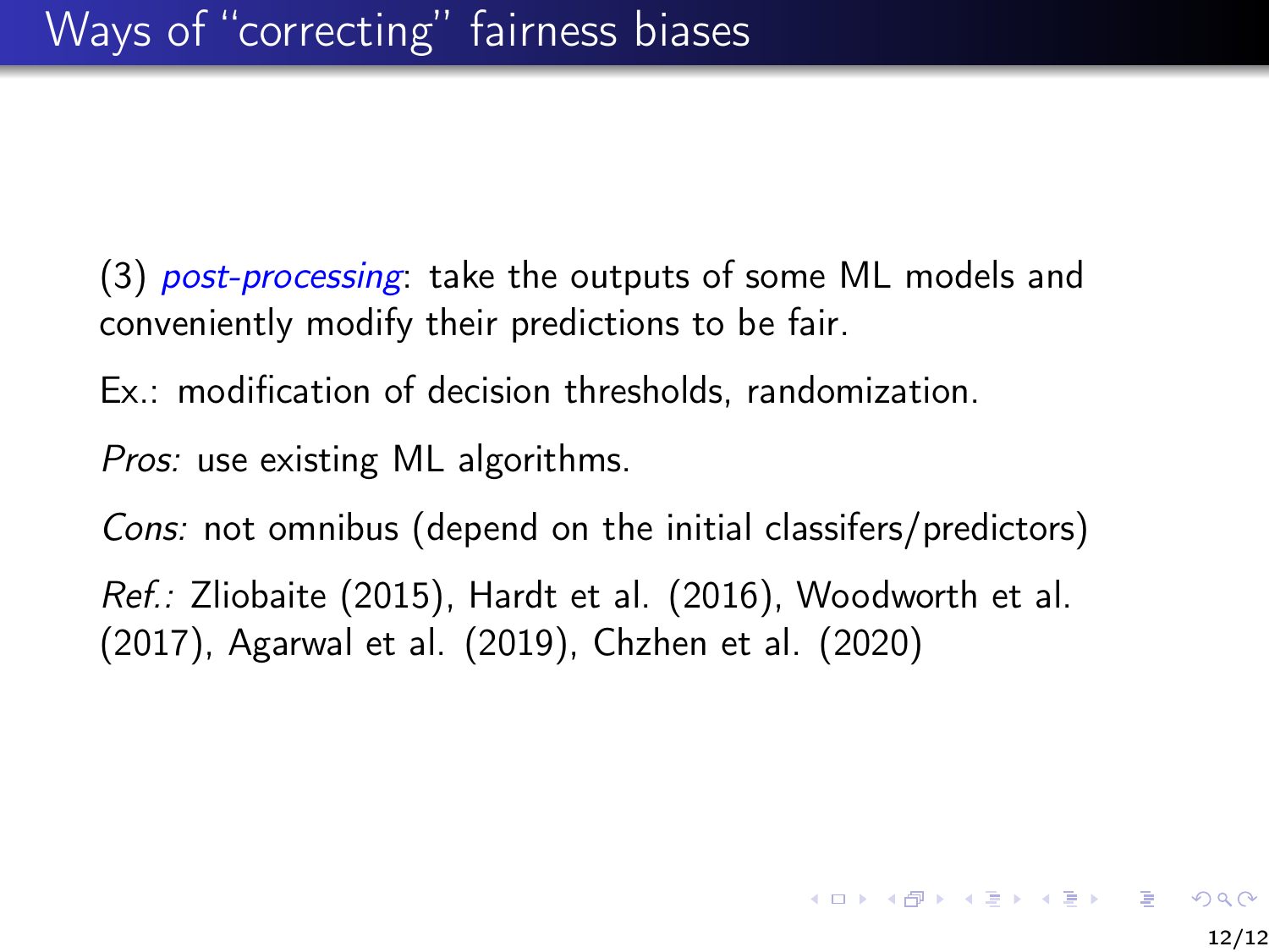# Ways of “correcting” fairness biases

(3) *post-processing*: take the outputs of some ML models and conveniently modify their predictions to be fair.

Ex.: modification of decision thresholds, randomization.

*Pros:* use existing ML algorithms.

*Cons:* not omnibus (depend on the initial classifers/predictors)

*Ref.:* Zliobaite (2015), Hardt et al. (2016), Woodworth et al. (2017), Agarwal et al. (2019), Chzhen et al. (2020)